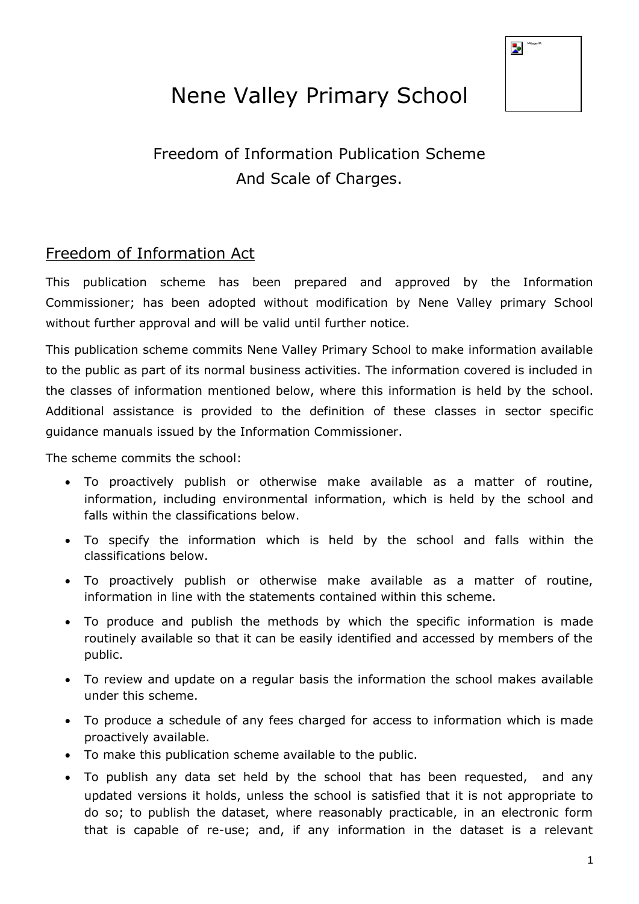# Nene Valley Primary School

## Freedom of Information Publication Scheme And Scale of Charges.

## Freedom of Information Act

This publication scheme has been prepared and approved by the Information Commissioner; has been adopted without modification by Nene Valley primary School without further approval and will be valid until further notice.

This publication scheme commits Nene Valley Primary School to make information available to the public as part of its normal business activities. The information covered is included in the classes of information mentioned below, where this information is held by the school. Additional assistance is provided to the definition of these classes in sector specific guidance manuals issued by the Information Commissioner.

The scheme commits the school:

- To proactively publish or otherwise make available as a matter of routine, information, including environmental information, which is held by the school and falls within the classifications below.
- To specify the information which is held by the school and falls within the classifications below.
- To proactively publish or otherwise make available as a matter of routine, information in line with the statements contained within this scheme.
- To produce and publish the methods by which the specific information is made routinely available so that it can be easily identified and accessed by members of the public.
- To review and update on a regular basis the information the school makes available under this scheme.
- To produce a schedule of any fees charged for access to information which is made proactively available.
- To make this publication scheme available to the public.
- To publish any data set held by the school that has been requested, and any updated versions it holds, unless the school is satisfied that it is not appropriate to do so; to publish the dataset, where reasonably practicable, in an electronic form that is capable of re-use; and, if any information in the dataset is a relevant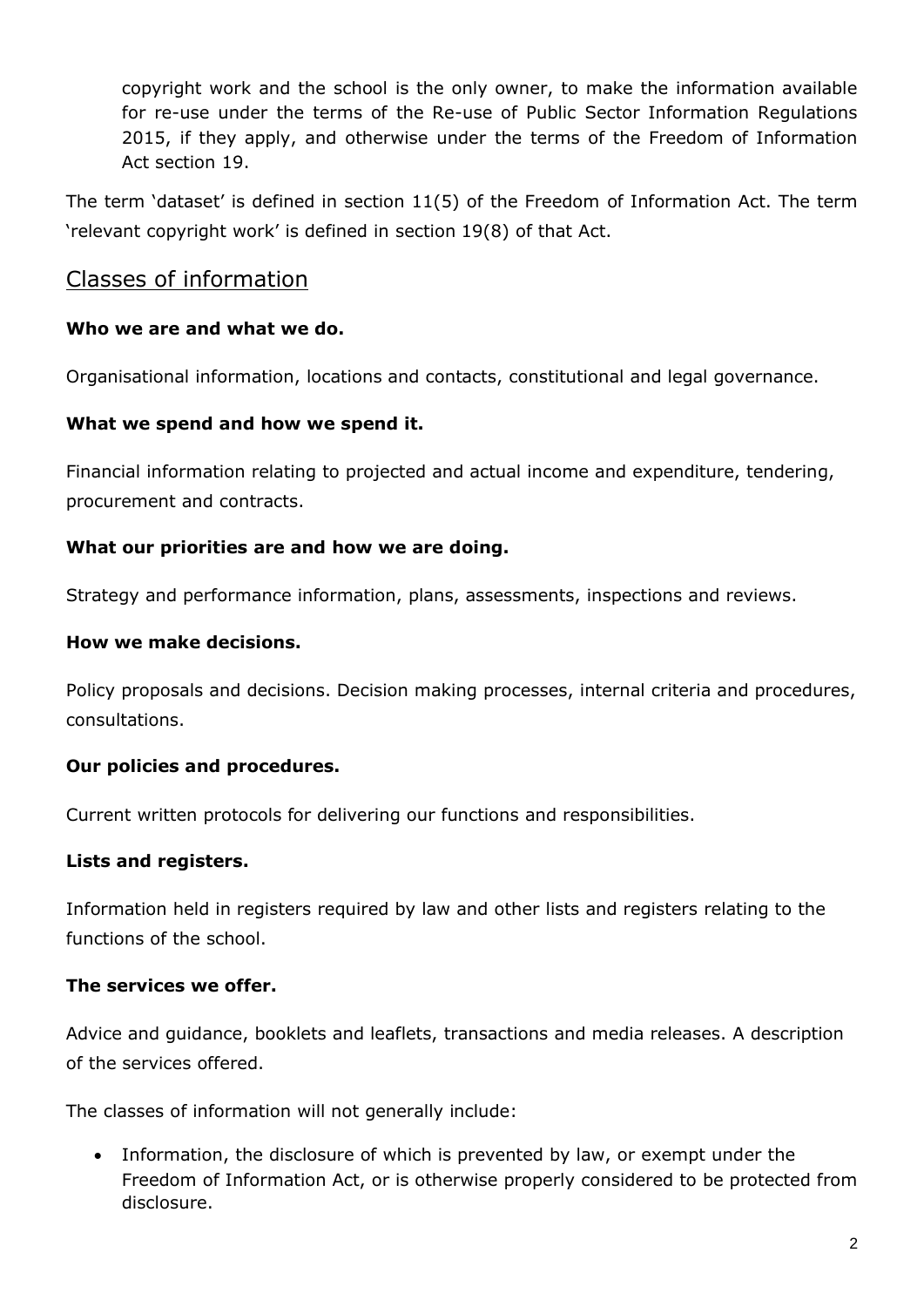copyright work and the school is the only owner, to make the information available for re-use under the terms of the Re-use of Public Sector Information Regulations 2015, if they apply, and otherwise under the terms of the Freedom of Information Act section 19.

The term 'dataset' is defined in section 11(5) of the Freedom of Information Act. The term 'relevant copyright work' is defined in section 19(8) of that Act.

## Classes of information

**Who we are and what we do.**

Organisational information, locations and contacts, constitutional and legal governance.

**What we spend and how we spend it.**

Financial information relating to projected and actual income and expenditure, tendering, procurement and contracts.

**What our priorities are and how we are doing.**

Strategy and performance information, plans, assessments, inspections and reviews.

**How we make decisions.**

Policy proposals and decisions. Decision making processes, internal criteria and procedures, consultations.

**Our policies and procedures.**

Current written protocols for delivering our functions and responsibilities.

**Lists and registers.**

Information held in registers required by law and other lists and registers relating to the functions of the school.

**The services we offer.**

Advice and guidance, booklets and leaflets, transactions and media releases. A description of the services offered.

The classes of information will not generally include:

- Information, the disclosure of which is prevented by law, or exempt under the Freedom of Information Act, or is otherwise properly considered to be protected from disclosure.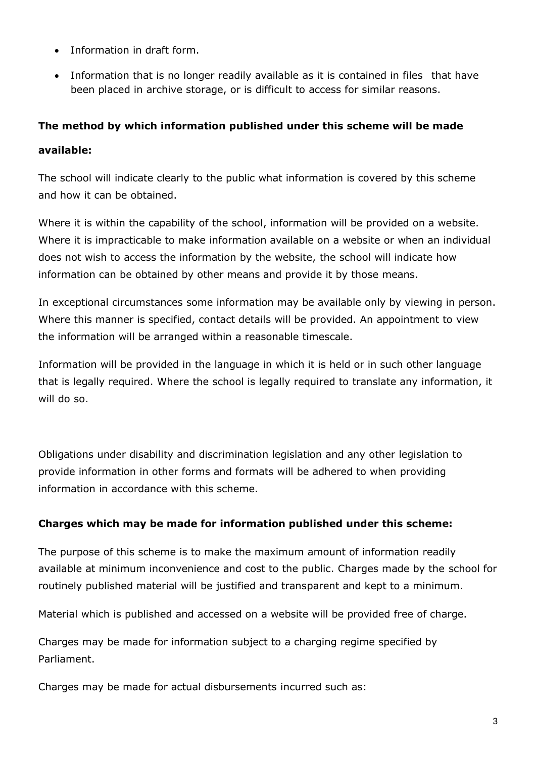- Information in draft form.
- Information that is no longer readily available as it is contained in files that have been placed in archive storage, or is difficult to access for similar reasons.

**The method by which information published under this scheme will be made available:**

The school will indicate clearly to the public what information is covered by this scheme and how it can be obtained.

Where it is within the capability of the school, information will be provided on a website. Where it is impracticable to make information available on a website or when an individual does not wish to access the information by the website, the school will indicate how information can be obtained by other means and provide it by those means.

In exceptional circumstances some information may be available only by viewing in person. Where this manner is specified, contact details will be provided. An appointment to view the information will be arranged within a reasonable timescale.

Information will be provided in the language in which it is held or in such other language that is legally required. Where the school is legally required to translate any information, it will do so.

Obligations under disability and discrimination legislation and any other legislation to provide information in other forms and formats will be adhered to when providing information in accordance with this scheme.

**Charges which may be made for information published under this scheme:**

The purpose of this scheme is to make the maximum amount of information readily available at minimum inconvenience and cost to the public. Charges made by the school for routinely published material will be justified and transparent and kept to a minimum.

Material which is published and accessed on a website will be provided free of charge.

Charges may be made for information subject to a charging regime specified by Parliament.

Charges may be made for actual disbursements incurred such as: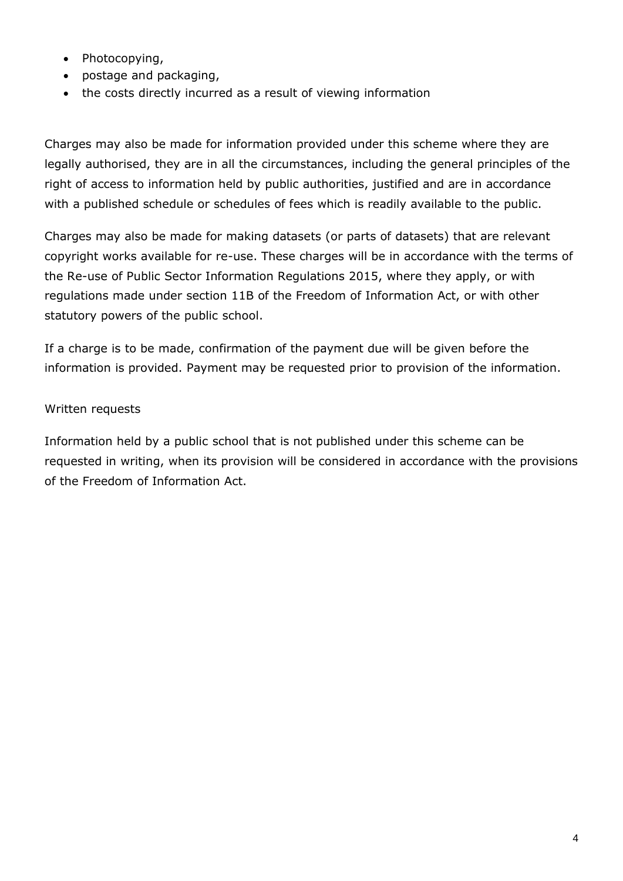- Photocopying,
- postage and packaging,
- the costs directly incurred as a result of viewing information

Charges may also be made for information provided under this scheme where they are legally authorised, they are in all the circumstances, including the general principles of the right of access to information held by public authorities, justified and are in accordance with a published schedule or schedules of fees which is readily available to the public.

Charges may also be made for making datasets (or parts of datasets) that are relevant copyright works available for re-use. These charges will be in accordance with the terms of the Re-use of Public Sector Information Regulations 2015, where they apply, or with regulations made under section 11B of the Freedom of Information Act, or with other statutory powers of the public school.

If a charge is to be made, confirmation of the payment due will be given before the information is provided. Payment may be requested prior to provision of the information.

Written requests

Information held by a public school that is not published under this scheme can be requested in writing, when its provision will be considered in accordance with the provisions of the Freedom of Information Act.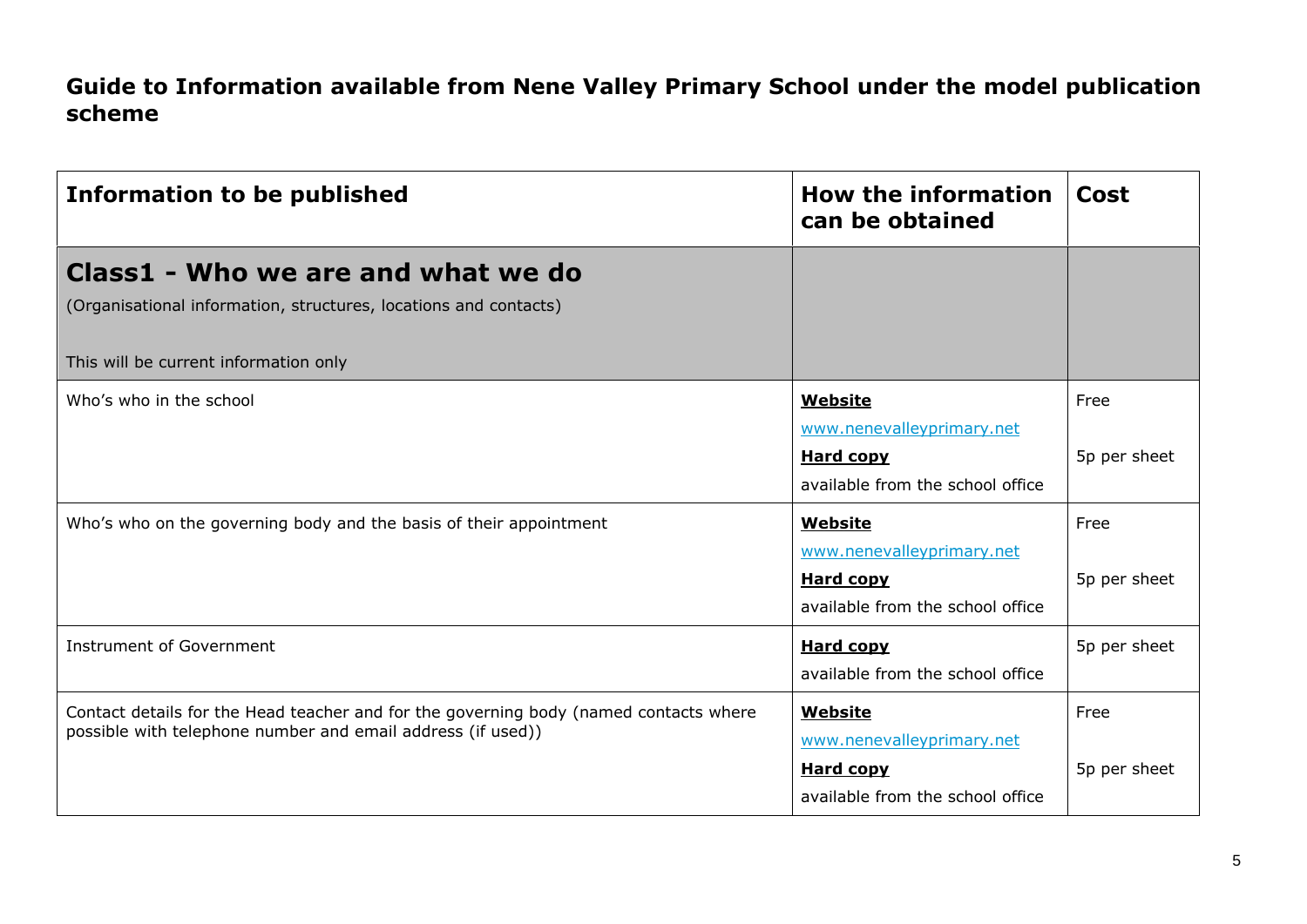## Guide to Information available from Nene Valley Primary School under the model publication scheme

| Information to be published | How the information can be obtained | Cost |
|---|---|---|
| **Class1 - Who we are and what we do**<br>(Organisational information, structures, locations and contacts)<br><br>This will be current information only | | |
| Who's who in the school | **Website**<br>www.nenevalleyprimary.net<br>**Hard copy**<br>available from the school office | Free<br><br>5p per sheet |
| Who's who on the governing body and the basis of their appointment | **Website**<br>www.nenevalleyprimary.net<br>**Hard copy**<br>available from the school office | Free<br><br>5p per sheet |
| Instrument of Government | **Hard copy**<br>available from the school office | 5p per sheet |
| Contact details for the Head teacher and for the governing body (named contacts where possible with telephone number and email address (if used)) | **Website**<br>www.nenevalleyprimary.net<br>**Hard copy**<br>available from the school office | Free<br><br>5p per sheet |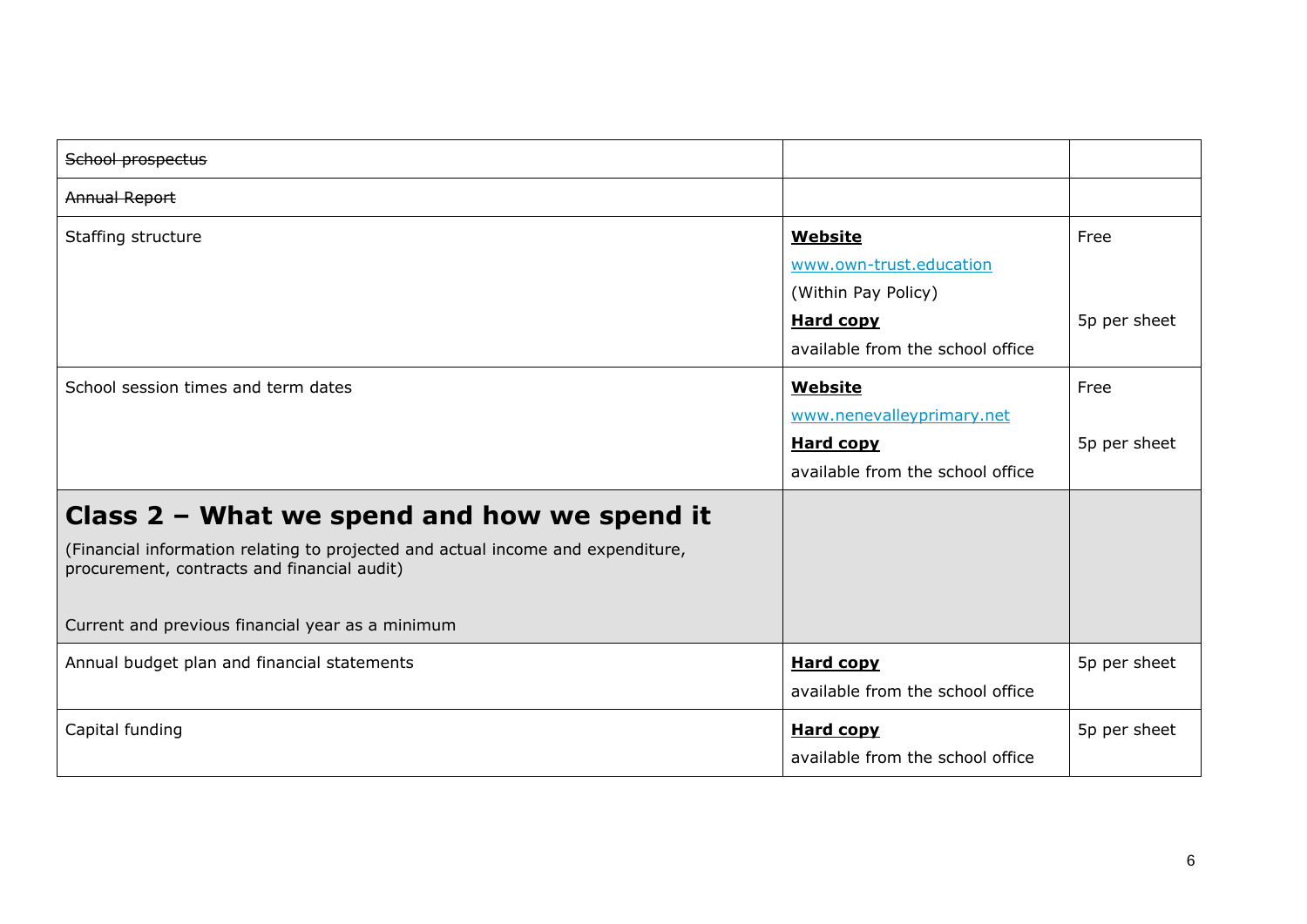| | | |
|---|---|---|
| ~~School prospectus~~ | | |
| ~~Annual Report~~ | | |
| Staffing structure | **Website**<br>www.own-trust.education<br>(Within Pay Policy)<br>**Hard copy**<br>available from the school office | Free<br><br><br>5p per sheet |
| School session times and term dates | **Website**<br>www.nenevalleyprimary.net<br>**Hard copy**<br>available from the school office | Free<br><br>5p per sheet |
| **Class 2 – What we spend and how we spend it**<br>(Financial information relating to projected and actual income and expenditure, procurement, contracts and financial audit)<br><br>Current and previous financial year as a minimum | | |
| Annual budget plan and financial statements | **Hard copy**<br>available from the school office | 5p per sheet |
| Capital funding | **Hard copy**<br>available from the school office | 5p per sheet |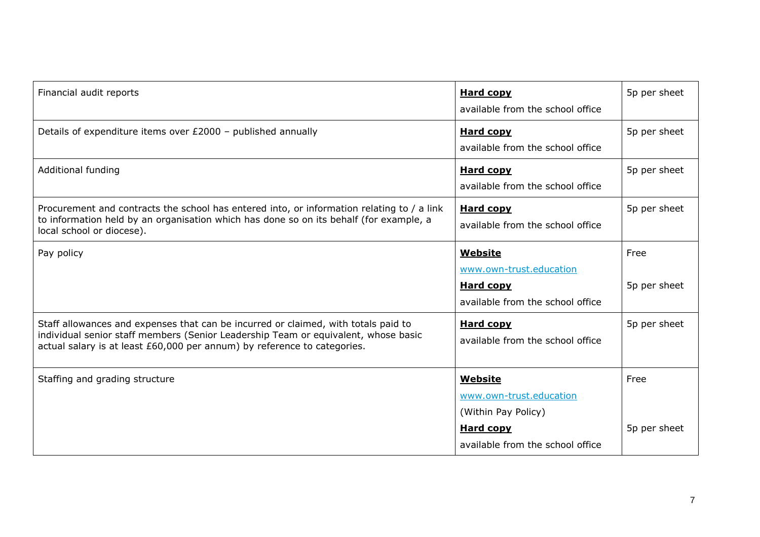| | | |
|---|---|---|
| Financial audit reports | **Hard copy**<br>available from the school office | 5p per sheet |
| Details of expenditure items over £2000 – published annually | **Hard copy**<br>available from the school office | 5p per sheet |
| Additional funding | **Hard copy**<br>available from the school office | 5p per sheet |
| Procurement and contracts the school has entered into, or information relating to / a link to information held by an organisation which has done so on its behalf (for example, a local school or diocese). | **Hard copy**<br>available from the school office | 5p per sheet |
| Pay policy | **Website**<br>[www.own-trust.education](www.own-trust.education)<br>**Hard copy**<br>available from the school office | Free<br><br>5p per sheet |
| Staff allowances and expenses that can be incurred or claimed, with totals paid to individual senior staff members (Senior Leadership Team or equivalent, whose basic actual salary is at least £60,000 per annum) by reference to categories. | **Hard copy**<br>available from the school office | 5p per sheet |
| Staffing and grading structure | **Website**<br>[www.own-trust.education](www.own-trust.education)<br>(Within Pay Policy)<br>**Hard copy**<br>available from the school office | Free<br><br><br>5p per sheet |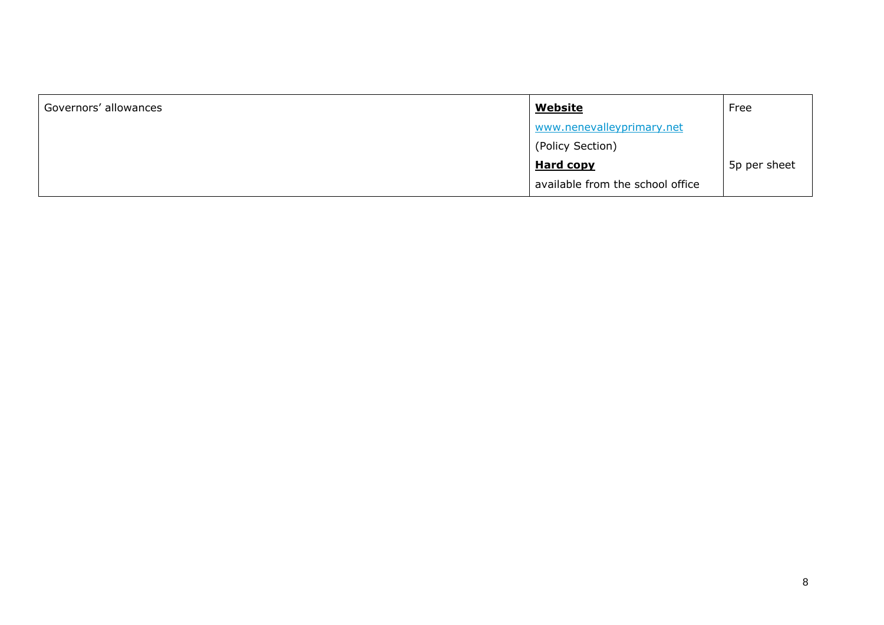| Governors' allowances | **Website** www.nenevalleyprimary.net (Policy Section) | Free |
| --- | --- | --- |
| | **Hard copy** available from the school office | 5p per sheet |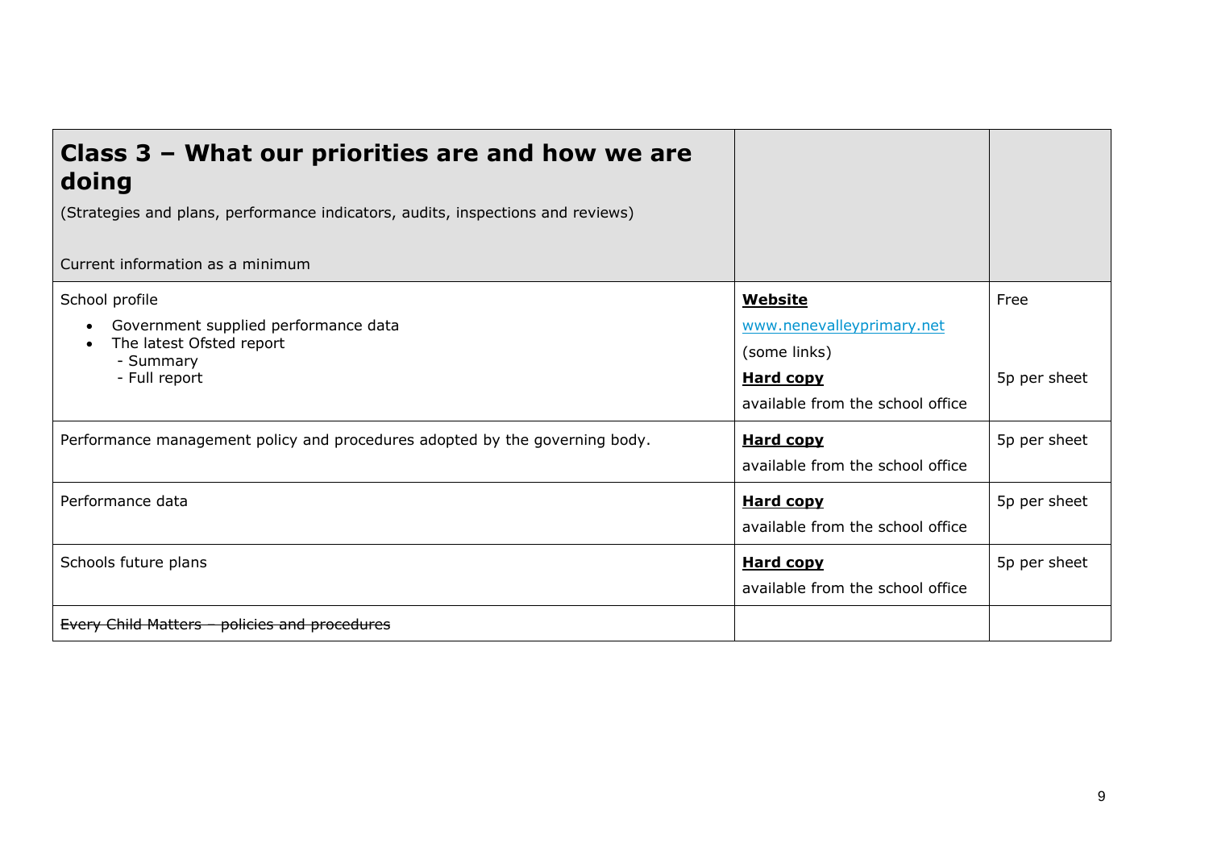| **Class 3 – What our priorities are and how we are doing**<br><br>(Strategies and plans, performance indicators, audits, inspections and reviews)<br><br>Current information as a minimum | | |
|---|---|---|
| School profile<br>• Government supplied performance data<br>• The latest Ofsted report<br>  - Summary<br>  - Full report | **Website**<br>www.nenevalleyprimary.net<br>(some links)<br>**Hard copy**<br>available from the school office | Free<br><br><br>5p per sheet |
| Performance management policy and procedures adopted by the governing body. | **Hard copy**<br>available from the school office | 5p per sheet |
| Performance data | **Hard copy**<br>available from the school office | 5p per sheet |
| Schools future plans | **Hard copy**<br>available from the school office | 5p per sheet |
| ~~Every Child Matters – policies and procedures~~ | | |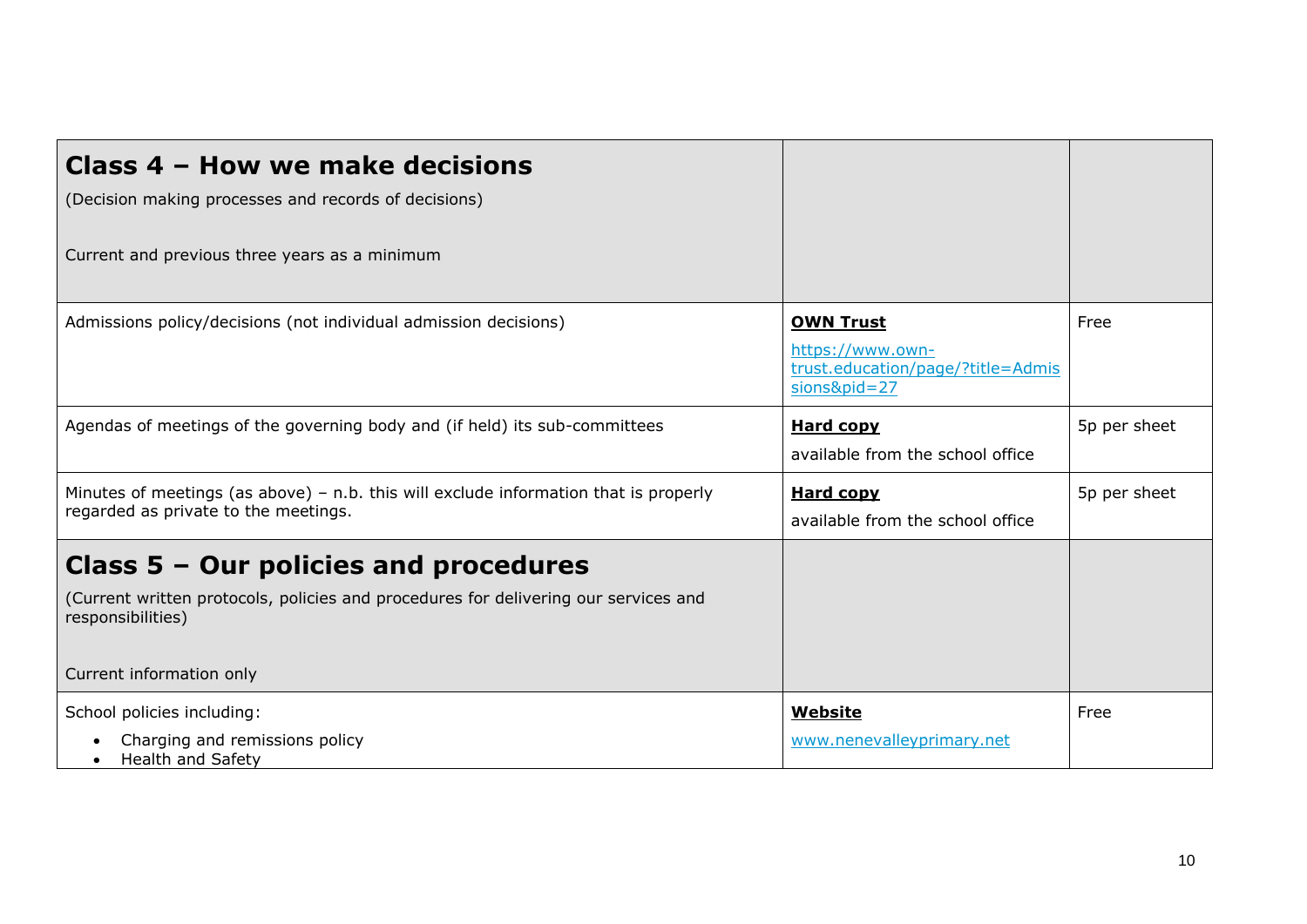| **Class 4 – How we make decisions**<br><br>(Decision making processes and records of decisions)<br><br>Current and previous three years as a minimum | | |
|---|---|---|
| Admissions policy/decisions (not individual admission decisions) | **OWN Trust**<br>https://www.own-trust.education/page/?title=Admissions&pid=27 | Free |
| Agendas of meetings of the governing body and (if held) its sub-committees | **Hard copy**<br>available from the school office | 5p per sheet |
| Minutes of meetings (as above) – n.b. this will exclude information that is properly regarded as private to the meetings. | **Hard copy**<br>available from the school office | 5p per sheet |
| **Class 5 – Our policies and procedures**<br><br>(Current written protocols, policies and procedures for delivering our services and responsibilities)<br><br>Current information only | | |
| School policies including:<br>• Charging and remissions policy<br>• Health and Safety | **Website**<br>www.nenevalleyprimary.net | Free |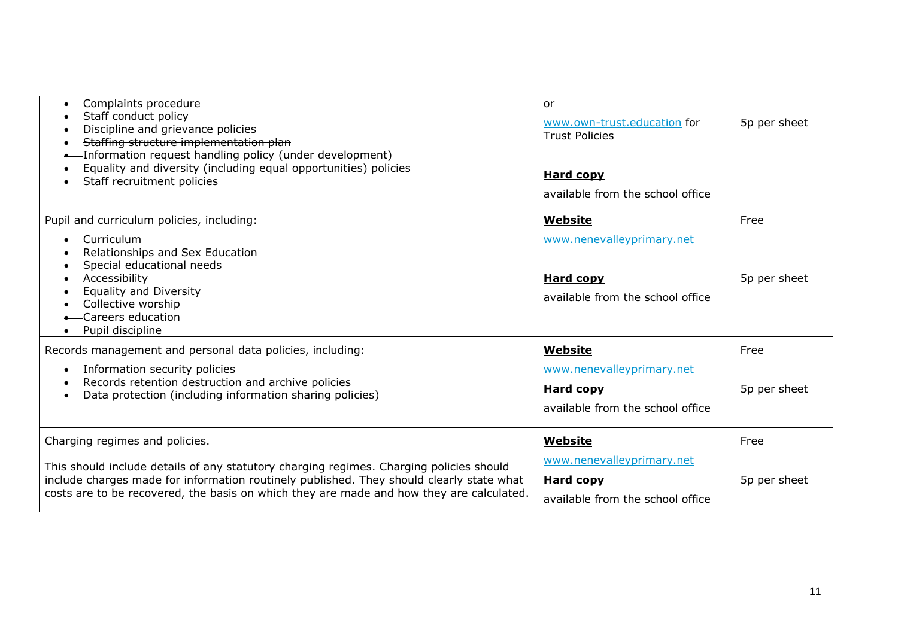| | | |
|---|---|---|
| <ul><li>Complaints procedure</li><li>Staff conduct policy</li><li>Discipline and grievance policies</li><li>~~Staffing structure implementation plan~~</li><li>~~Information request handling policy~~ (under development)</li><li>Equality and diversity (including equal opportunities) policies</li><li>Staff recruitment policies</li></ul> | or<br>www.own-trust.education for Trust Policies<br><br>**Hard copy**<br>available from the school office | 5p per sheet |
| Pupil and curriculum policies, including:<ul><li>Curriculum</li><li>Relationships and Sex Education</li><li>Special educational needs</li><li>Accessibility</li><li>Equality and Diversity</li><li>Collective worship</li><li>~~Careers education~~</li><li>Pupil discipline</li></ul> | **Website**<br>www.nenevalleyprimary.net<br><br>**Hard copy**<br>available from the school office | Free<br><br><br>5p per sheet |
| Records management and personal data policies, including:<ul><li>Information security policies</li><li>Records retention destruction and archive policies</li><li>Data protection (including information sharing policies)</li></ul> | **Website**<br>www.nenevalleyprimary.net<br>**Hard copy**<br>available from the school office | Free<br><br>5p per sheet |
| Charging regimes and policies.<br><br>This should include details of any statutory charging regimes. Charging policies should include charges made for information routinely published. They should clearly state what costs are to be recovered, the basis on which they are made and how they are calculated. | **Website**<br>www.nenevalleyprimary.net<br>**Hard copy**<br>available from the school office | Free<br><br>5p per sheet |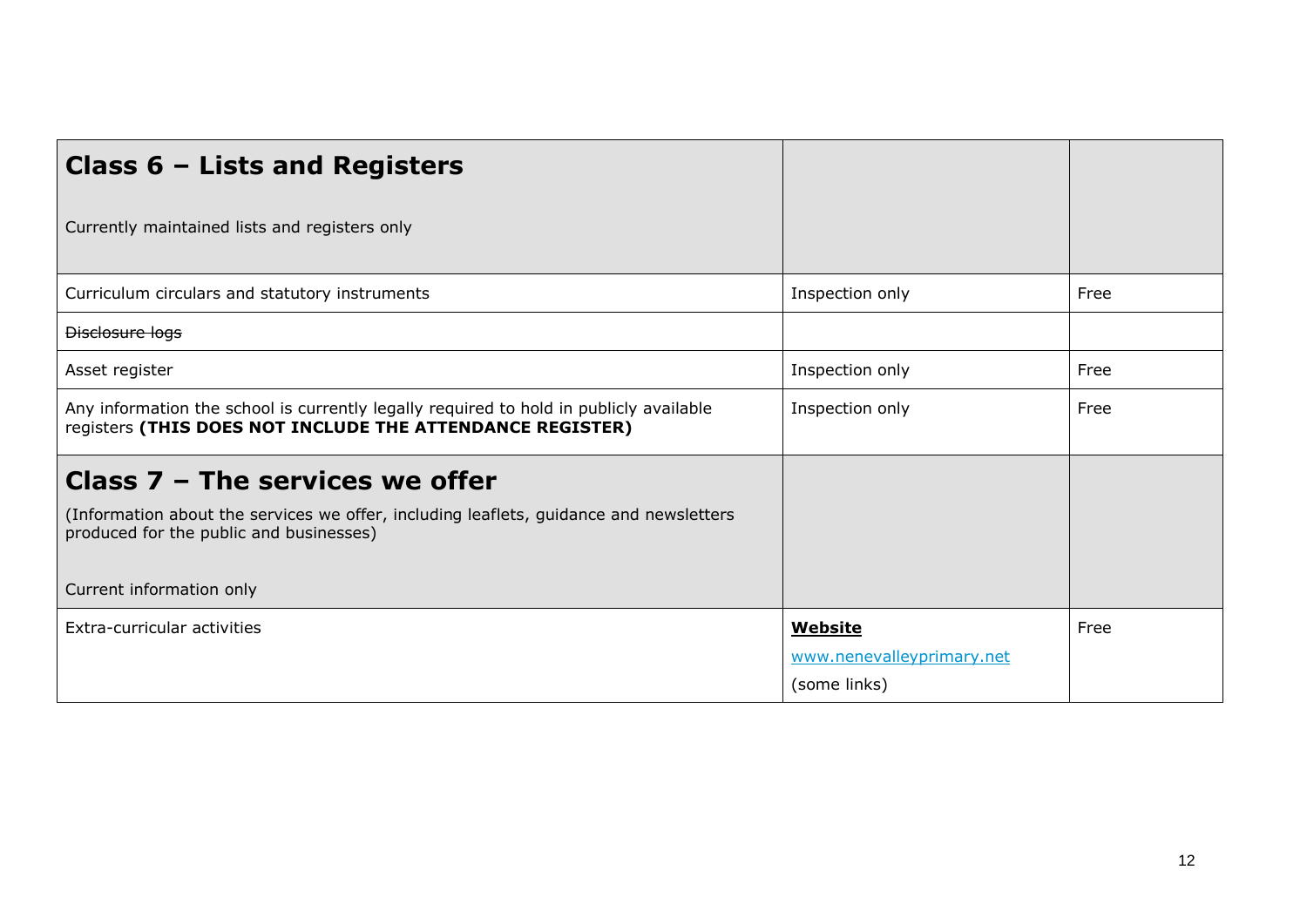| **Class 6 – Lists and Registers**<br><br>Currently maintained lists and registers only | | |
|---|---|---|
| Curriculum circulars and statutory instruments | Inspection only | Free |
| ~~Disclosure logs~~ | | |
| Asset register | Inspection only | Free |
| Any information the school is currently legally required to hold in publicly available registers **(THIS DOES NOT INCLUDE THE ATTENDANCE REGISTER)** | Inspection only | Free |
| **Class 7 – The services we offer**<br><br>(Information about the services we offer, including leaflets, guidance and newsletters produced for the public and businesses)<br><br>Current information only | | |
| Extra-curricular activities | **Website**<br>www.nenevalleyprimary.net<br>(some links) | Free |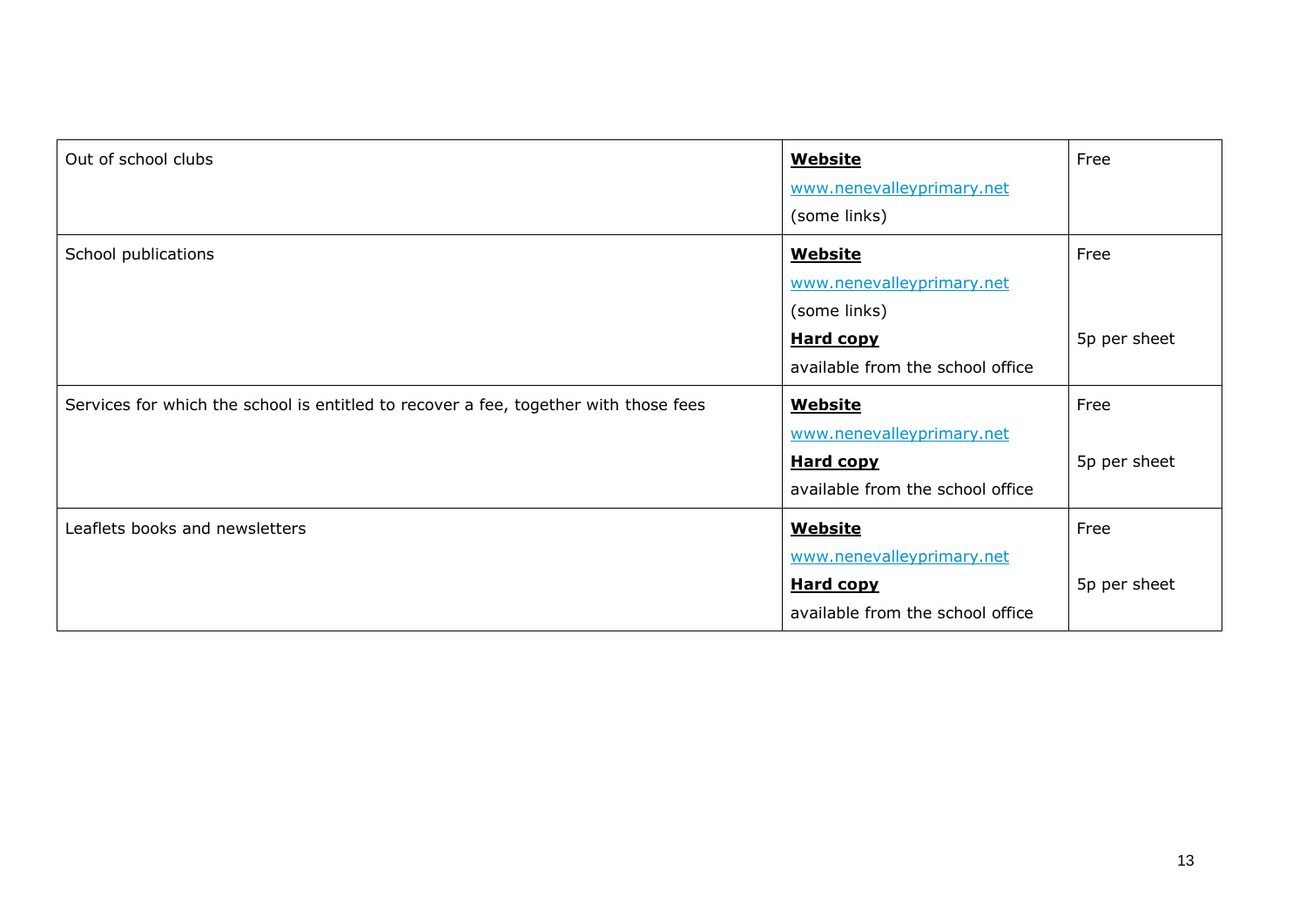| Out of school clubs | **Website**<br>www.nenevalleyprimary.net<br>(some links) | Free |
|---|---|---|
| School publications | **Website**<br>www.nenevalleyprimary.net<br>(some links)<br>**Hard copy**<br>available from the school office | Free<br><br><br>5p per sheet |
| Services for which the school is entitled to recover a fee, together with those fees | **Website**<br>www.nenevalleyprimary.net<br>**Hard copy**<br>available from the school office | Free<br><br>5p per sheet |
| Leaflets books and newsletters | **Website**<br>www.nenevalleyprimary.net<br>**Hard copy**<br>available from the school office | Free<br><br>5p per sheet |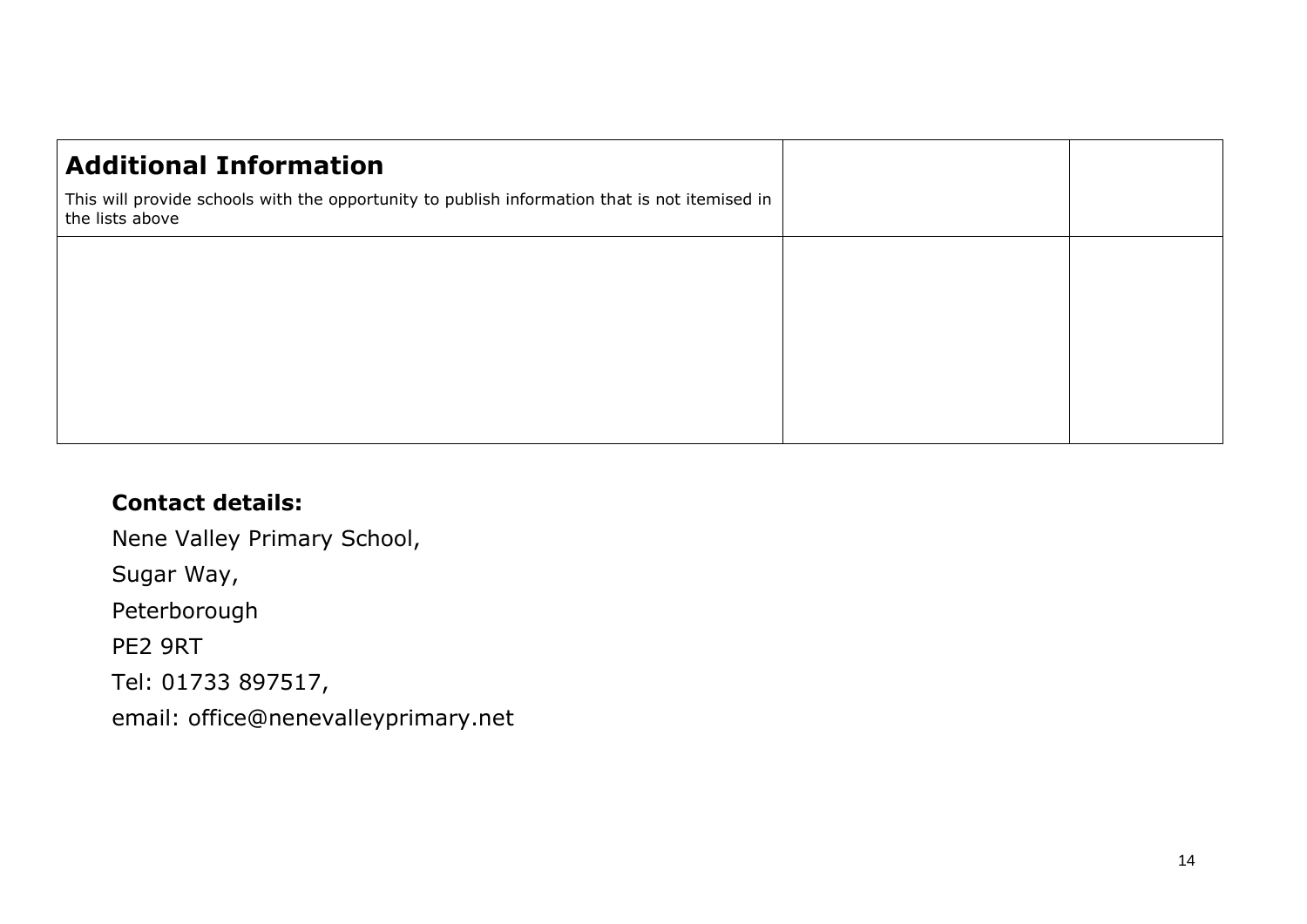| **Additional Information**<br><br>This will provide schools with the opportunity to publish information that is not itemised in the lists above | | |
|---|---|---|
| | | |

**Contact details:**

Nene Valley Primary School,

Sugar Way,

Peterborough

PE2 9RT

Tel: 01733 897517,

email: office@nenevalleyprimary.net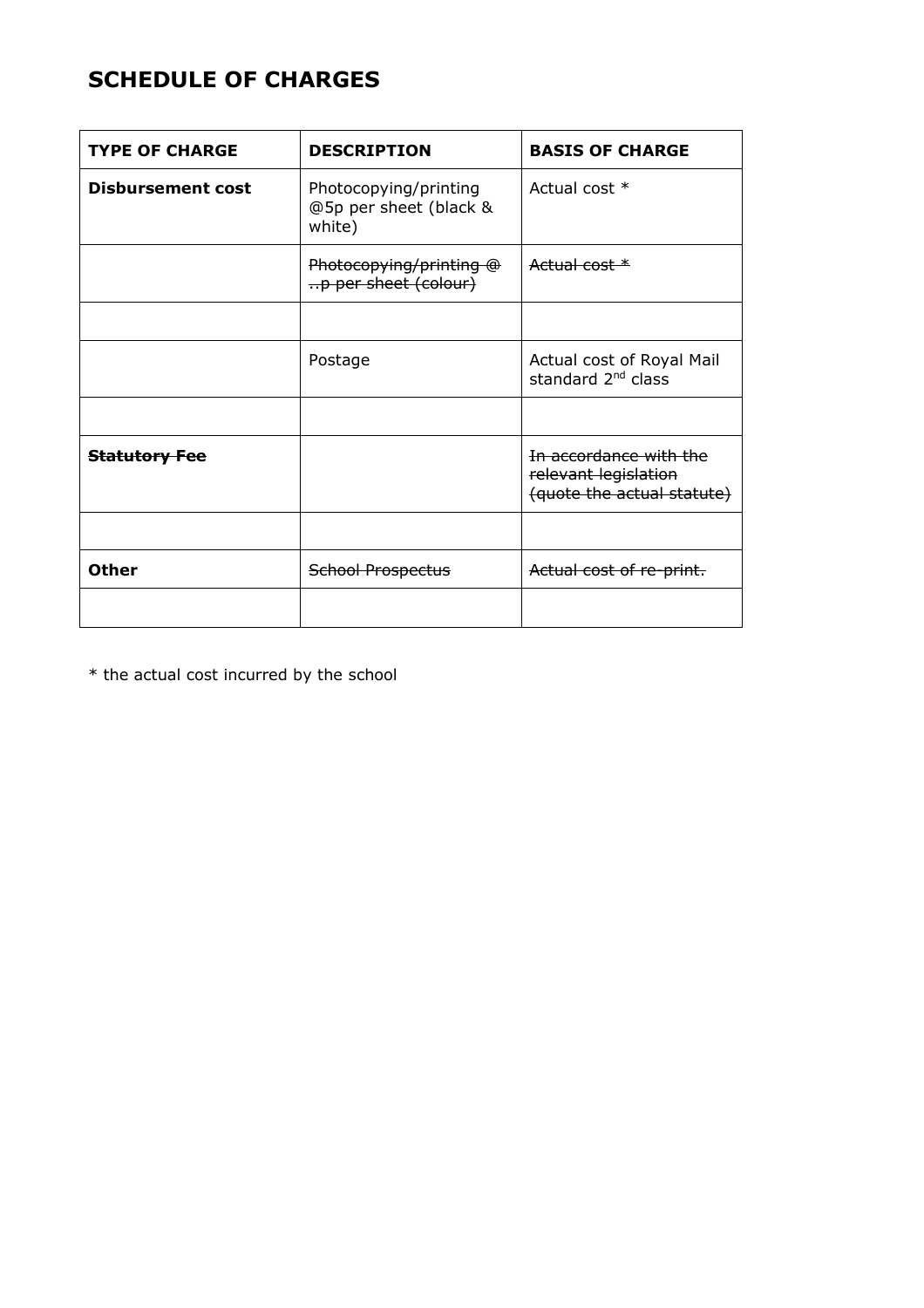# SCHEDULE OF CHARGES

| TYPE OF CHARGE | DESCRIPTION | BASIS OF CHARGE |
| --- | --- | --- |
| **Disbursement cost** | Photocopying/printing @5p per sheet (black & white) | Actual cost * |
| | ~~Photocopying/printing @ ..p per sheet (colour)~~ | ~~Actual cost *~~ |
| | | |
| | Postage | Actual cost of Royal Mail standard 2nd class |
| | | |
| ~~**Statutory Fee**~~ | | ~~In accordance with the relevant legislation (quote the actual statute)~~ |
| | | |
| **Other** | ~~School Prospectus~~ | ~~Actual cost of re-print.~~ |
| | | |

* the actual cost incurred by the school